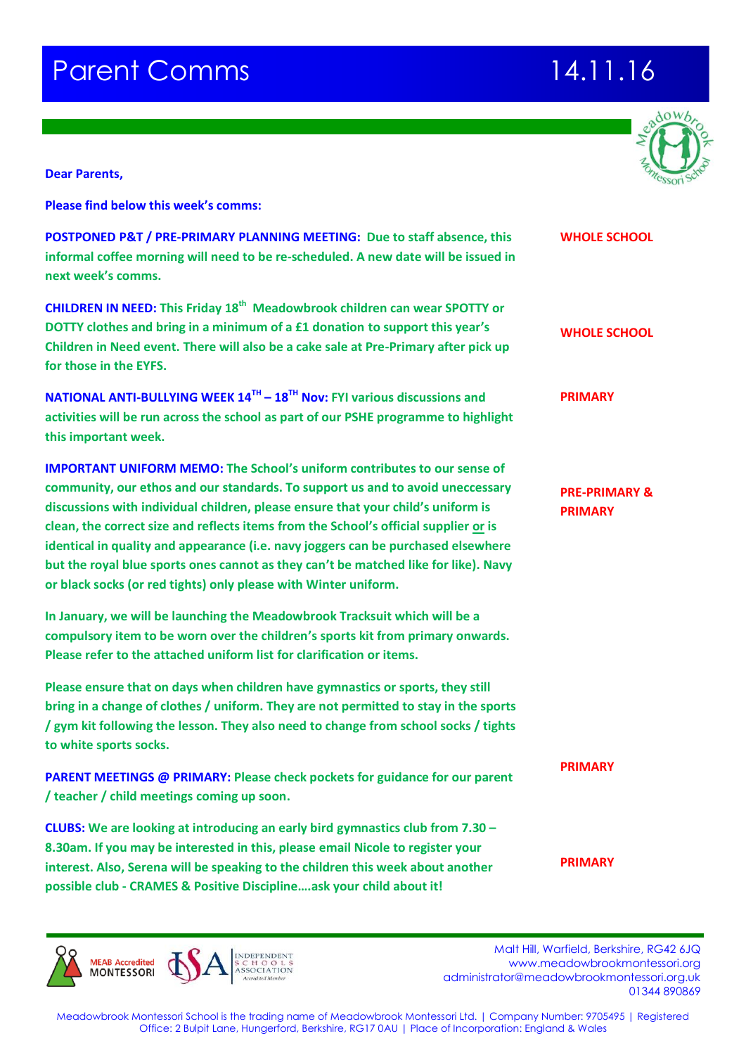# Parent Comms 14.11.16

**Dear Parents,**

**Please find below this week's comms:**

| | |
|---|---|
| **POSTPONED P&T / PRE-PRIMARY PLANNING MEETING: Due to staff absence, this informal coffee morning will need to be re-scheduled. A new date will be issued in next week's comms.** | **WHOLE SCHOOL** |
| **CHILDREN IN NEED: This Friday 18th Meadowbrook children can wear SPOTTY or DOTTY clothes and bring in a minimum of a £1 donation to support this year's Children in Need event. There will also be a cake sale at Pre-Primary after pick up for those in the EYFS.** | **WHOLE SCHOOL** |
| **NATIONAL ANTI-BULLYING WEEK 14TH – 18TH Nov: FYI various discussions and activities will be run across the school as part of our PSHE programme to highlight this important week.** | **PRIMARY** |
| **IMPORTANT UNIFORM MEMO: The School's uniform contributes to our sense of community, our ethos and our standards. To support us and to avoid uneccessary discussions with individual children, please ensure that your child's uniform is clean, the correct size and reflects items from the School's official supplier <u>or</u> is identical in quality and appearance (i.e. navy joggers can be purchased elsewhere but the royal blue sports ones cannot as they can't be matched like for like). Navy or black socks (or red tights) only please with Winter uniform.** | **PRE-PRIMARY & PRIMARY** |

**In January, we will be launching the Meadowbrook Tracksuit which will be a compulsory item to be worn over the children's sports kit from primary onwards. Please refer to the attached uniform list for clarification or items.**

**Please ensure that on days when children have gymnastics or sports, they still bring in a change of clothes / uniform. They are not permitted to stay in the sports / gym kit following the lesson. They also need to change from school socks / tights to white sports socks.**

| | |
|---|---|
| **PARENT MEETINGS @ PRIMARY: Please check pockets for guidance for our parent / teacher / child meetings coming up soon.** | **PRIMARY** |
| **CLUBS: We are looking at introducing an early bird gymnastics club from 7.30 – 8.30am. If you may be interested in this, please email Nicole to register your interest. Also, Serena will be speaking to the children this week about another possible club - CRAMES & Positive Discipline….ask your child about it!** | **PRIMARY** |

MEAB Accredited MONTESSORI | INDEPENDENT SCHOOLS ASSOCIATION Accredited Member

Malt Hill, Warfield, Berkshire, RG42 6JQ
www.meadowbrookmontessori.org
administrator@meadowbrookmontessori.org.uk
01344 890869

Meadowbrook Montessori School is the trading name of Meadowbrook Montessori Ltd. | Company Number: 9705495 | Registered Office: 2 Bulpit Lane, Hungerford, Berkshire, RG17 0AU | Place of Incorporation: England & Wales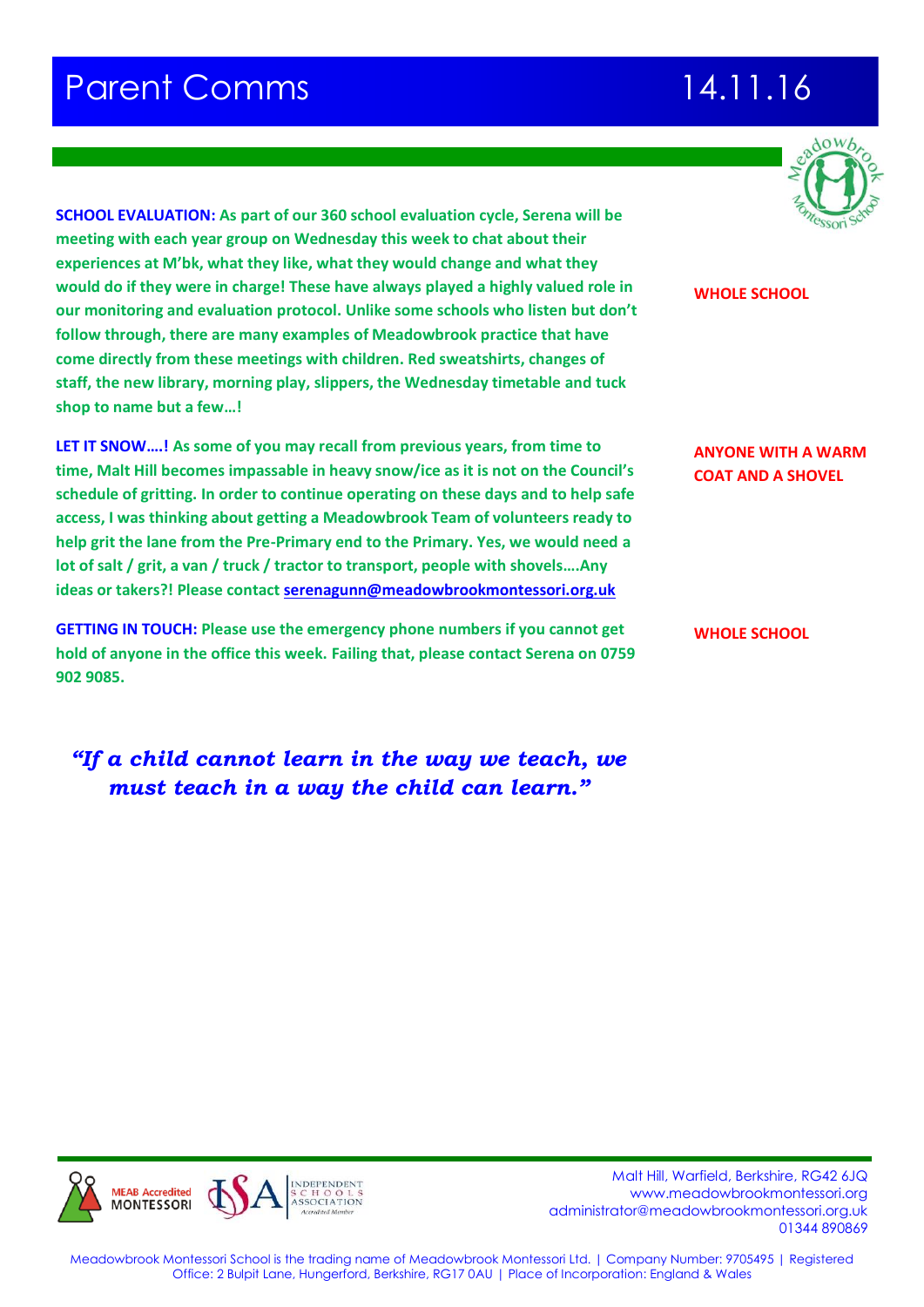# Parent Comms 14.11.16

**SCHOOL EVALUATION:** As part of our 360 school evaluation cycle, Serena will be meeting with each year group on Wednesday this week to chat about their experiences at M'bk, what they like, what they would change and what they would do if they were in charge! These have always played a highly valued role in our monitoring and evaluation protocol. Unlike some schools who listen but don't follow through, there are many examples of Meadowbrook practice that have come directly from these meetings with children. Red sweatshirts, changes of staff, the new library, morning play, slippers, the Wednesday timetable and tuck shop to name but a few…!

**WHOLE SCHOOL**

**LET IT SNOW….!** As some of you may recall from previous years, from time to time, Malt Hill becomes impassable in heavy snow/ice as it is not on the Council's schedule of gritting. In order to continue operating on these days and to help safe access, I was thinking about getting a Meadowbrook Team of volunteers ready to help grit the lane from the Pre-Primary end to the Primary. Yes, we would need a lot of salt / grit, a van / truck / tractor to transport, people with shovels….Any ideas or takers?! Please contact serenagunn@meadowbrookmontessori.org.uk

**ANYONE WITH A WARM COAT AND A SHOVEL**

**GETTING IN TOUCH:** Please use the emergency phone numbers if you cannot get hold of anyone in the office this week. Failing that, please contact Serena on 0759 902 9085.

**WHOLE SCHOOL**

***"If a child cannot learn in the way we teach, we must teach in a way the child can learn."***

Malt Hill, Warfield, Berkshire, RG42 6JQ
www.meadowbrookmontessori.org
administrator@meadowbrookmontessori.org.uk
01344 890869

Meadowbrook Montessori School is the trading name of Meadowbrook Montessori Ltd. | Company Number: 9705495 | Registered Office: 2 Bulpit Lane, Hungerford, Berkshire, RG17 0AU | Place of Incorporation: England & Wales